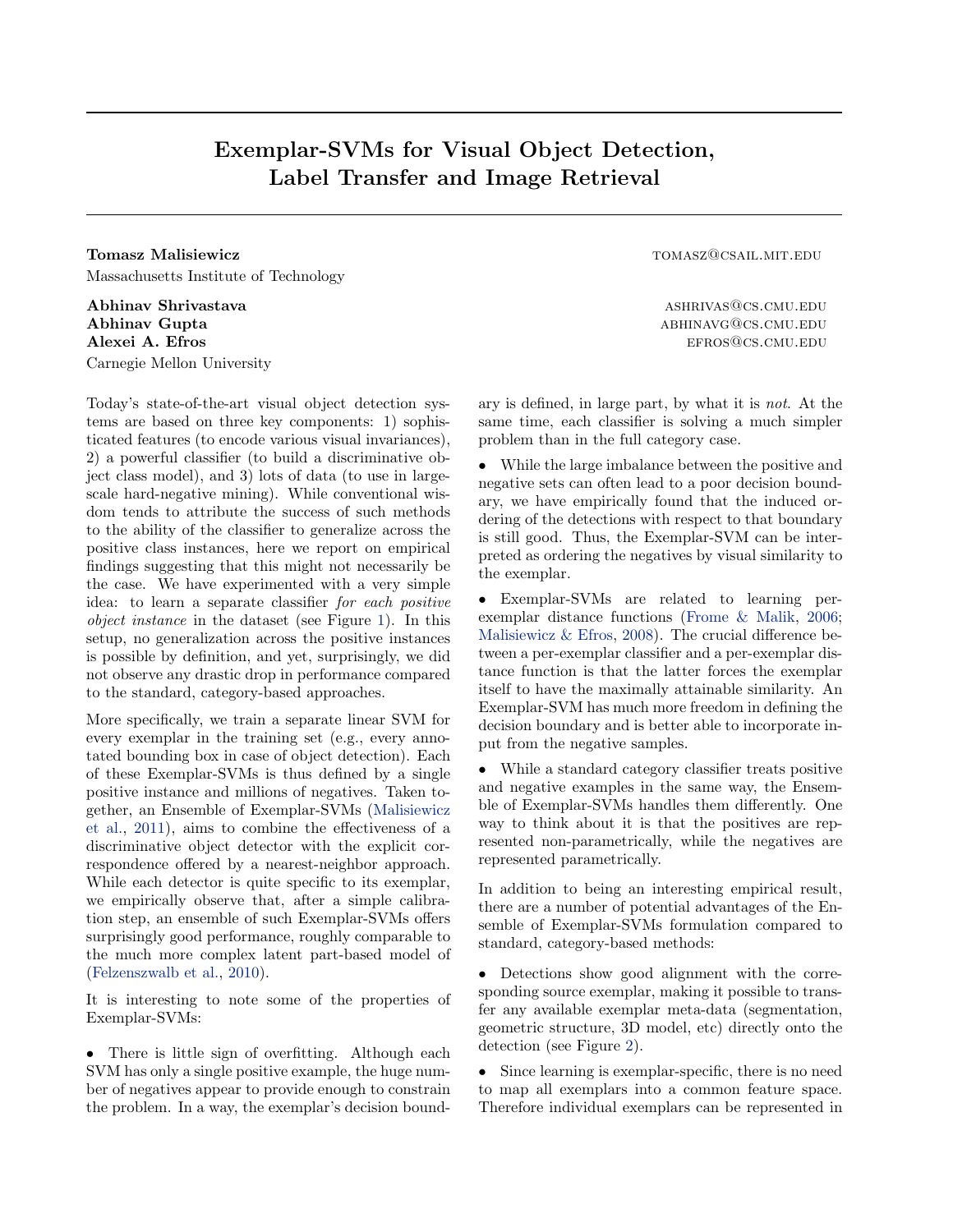# Exemplar-SVMs for Visual Object Detection, Label Transfer and Image Retrieval

**Tomasz Malisiewicz** TOMASZ@CSAIL.MIT.EDU
Massachusetts Institute of Technology

**Abhinav Shrivastava** ASHRIVAS@CS.CMU.EDU
**Abhinav Gupta** ABHINAVG@CS.CMU.EDU
**Alexei A. Efros** EFROS@CS.CMU.EDU
Carnegie Mellon University

Today's state-of-the-art visual object detection systems are based on three key components: 1) sophisticated features (to encode various visual invariances), 2) a powerful classifier (to build a discriminative object class model), and 3) lots of data (to use in large-scale hard-negative mining). While conventional wisdom tends to attribute the success of such methods to the ability of the classifier to generalize across the positive class instances, here we report on empirical findings suggesting that this might not necessarily be the case. We have experimented with a very simple idea: to learn a separate classifier *for each positive object instance* in the dataset (see Figure 1). In this setup, no generalization across the positive instances is possible by definition, and yet, surprisingly, we did not observe any drastic drop in performance compared to the standard, category-based approaches.

More specifically, we train a separate linear SVM for every exemplar in the training set (e.g., every annotated bounding box in case of object detection). Each of these Exemplar-SVMs is thus defined by a single positive instance and millions of negatives. Taken together, an Ensemble of Exemplar-SVMs (Malisiewicz et al., 2011), aims to combine the effectiveness of a discriminative object detector with the explicit correspondence offered by a nearest-neighbor approach. While each detector is quite specific to its exemplar, we empirically observe that, after a simple calibration step, an ensemble of such Exemplar-SVMs offers surprisingly good performance, roughly comparable to the much more complex latent part-based model of (Felzenszwalb et al., 2010).

It is interesting to note some of the properties of Exemplar-SVMs:

- There is little sign of overfitting. Although each SVM has only a single positive example, the huge number of negatives appear to provide enough to constrain the problem. In a way, the exemplar's decision boundary is defined, in large part, by what it is *not*. At the same time, each classifier is solving a much simpler problem than in the full category case.

- While the large imbalance between the positive and negative sets can often lead to a poor decision boundary, we have empirically found that the induced ordering of the detections with respect to that boundary is still good. Thus, the Exemplar-SVM can be interpreted as ordering the negatives by visual similarity to the exemplar.

- Exemplar-SVMs are related to learning per-exemplar distance functions (Frome & Malik, 2006; Malisiewicz & Efros, 2008). The crucial difference between a per-exemplar classifier and a per-exemplar distance function is that the latter forces the exemplar itself to have the maximally attainable similarity. An Exemplar-SVM has much more freedom in defining the decision boundary and is better able to incorporate input from the negative samples.

- While a standard category classifier treats positive and negative examples in the same way, the Ensemble of Exemplar-SVMs handles them differently. One way to think about it is that the positives are represented non-parametrically, while the negatives are represented parametrically.

In addition to being an interesting empirical result, there are a number of potential advantages of the Ensemble of Exemplar-SVMs formulation compared to standard, category-based methods:

- Detections show good alignment with the corresponding source exemplar, making it possible to transfer any available exemplar meta-data (segmentation, geometric structure, 3D model, etc) directly onto the detection (see Figure 2).

- Since learning is exemplar-specific, there is no need to map all exemplars into a common feature space. Therefore individual exemplars can be represented in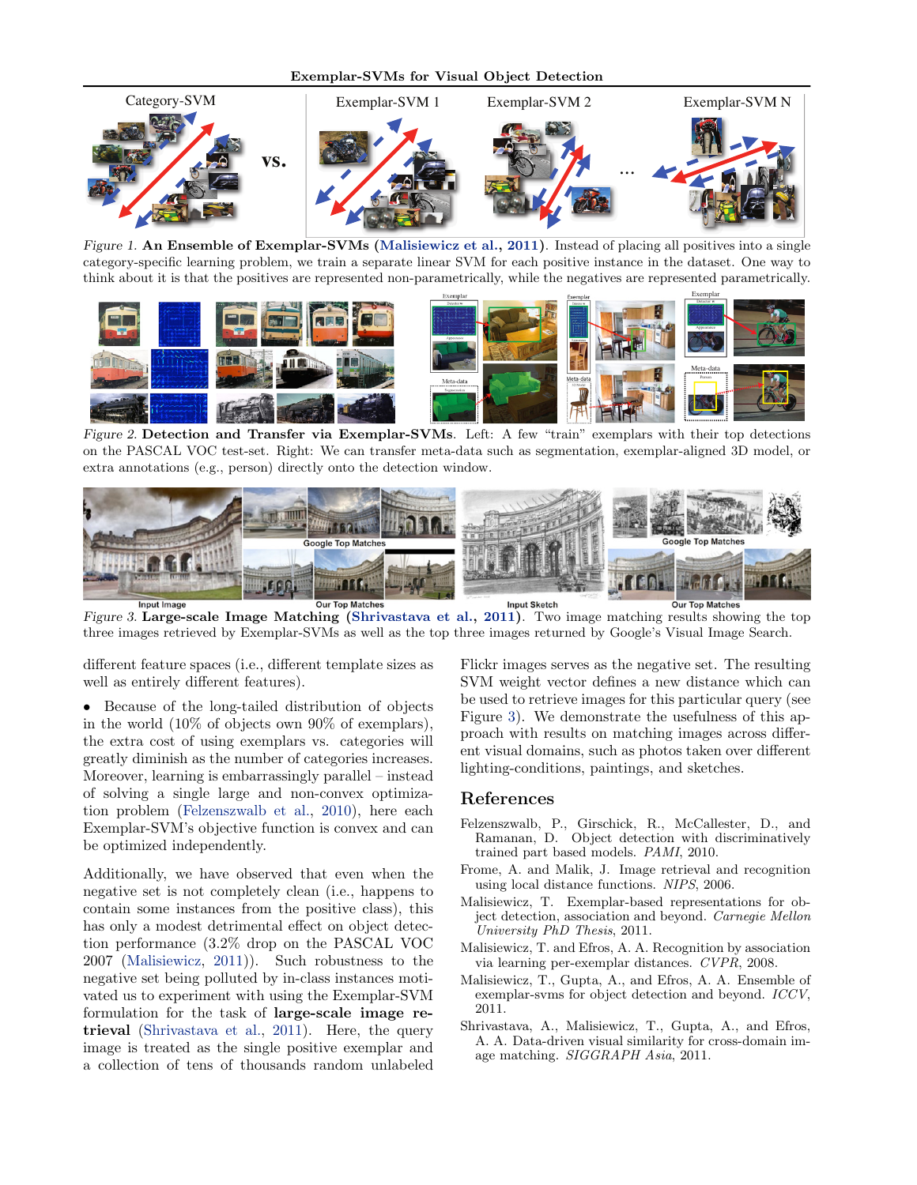Figure 1. **An Ensemble of Exemplar-SVMs (Malisiewicz et al., 2011)**. Instead of placing all positives into a single category-specific learning problem, we train a separate linear SVM for each positive instance in the dataset. One way to think about it is that the positives are represented non-parametrically, while the negatives are represented parametrically.

Figure 2. **Detection and Transfer via Exemplar-SVMs**. Left: A few "train" exemplars with their top detections on the PASCAL VOC test-set. Right: We can transfer meta-data such as segmentation, exemplar-aligned 3D model, or extra annotations (e.g., person) directly onto the detection window.

Figure 3. **Large-scale Image Matching (Shrivastava et al., 2011)**. Two image matching results showing the top three images retrieved by Exemplar-SVMs as well as the top three images returned by Google's Visual Image Search.

different feature spaces (i.e., different template sizes as well as entirely different features).

- Because of the long-tailed distribution of objects in the world (10% of objects own 90% of exemplars), the extra cost of using exemplars vs. categories will greatly diminish as the number of categories increases. Moreover, learning is embarrassingly parallel – instead of solving a single large and non-convex optimization problem (Felzenszwalb et al., 2010), here each Exemplar-SVM's objective function is convex and can be optimized independently.

Additionally, we have observed that even when the negative set is not completely clean (i.e., happens to contain some instances from the positive class), this has only a modest detrimental effect on object detection performance (3.2% drop on the PASCAL VOC 2007 (Malisiewicz, 2011)). Such robustness to the negative set being polluted by in-class instances motivated us to experiment with using the Exemplar-SVM formulation for the task of **large-scale image retrieval** (Shrivastava et al., 2011). Here, the query image is treated as the single positive exemplar and a collection of tens of thousands random unlabeled Flickr images serves as the negative set. The resulting SVM weight vector defines a new distance which can be used to retrieve images for this particular query (see Figure 3). We demonstrate the usefulness of this approach with results on matching images across different visual domains, such as photos taken over different lighting-conditions, paintings, and sketches.

## References

Felzenszwalb, P., Girshick, R., McCallester, D., and Ramanan, D. Object detection with discriminatively trained part based models. *PAMI*, 2010.

Frome, A. and Malik, J. Image retrieval and recognition using local distance functions. *NIPS*, 2006.

Malisiewicz, T. Exemplar-based representations for object detection, association and beyond. *Carnegie Mellon University PhD Thesis*, 2011.

Malisiewicz, T. and Efros, A. A. Recognition by association via learning per-exemplar distances. *CVPR*, 2008.

Malisiewicz, T., Gupta, A., and Efros, A. A. Ensemble of exemplar-svms for object detection and beyond. *ICCV*, 2011.

Shrivastava, A., Malisiewicz, T., Gupta, A., and Efros, A. A. Data-driven visual similarity for cross-domain image matching. *SIGGRAPH Asia*, 2011.